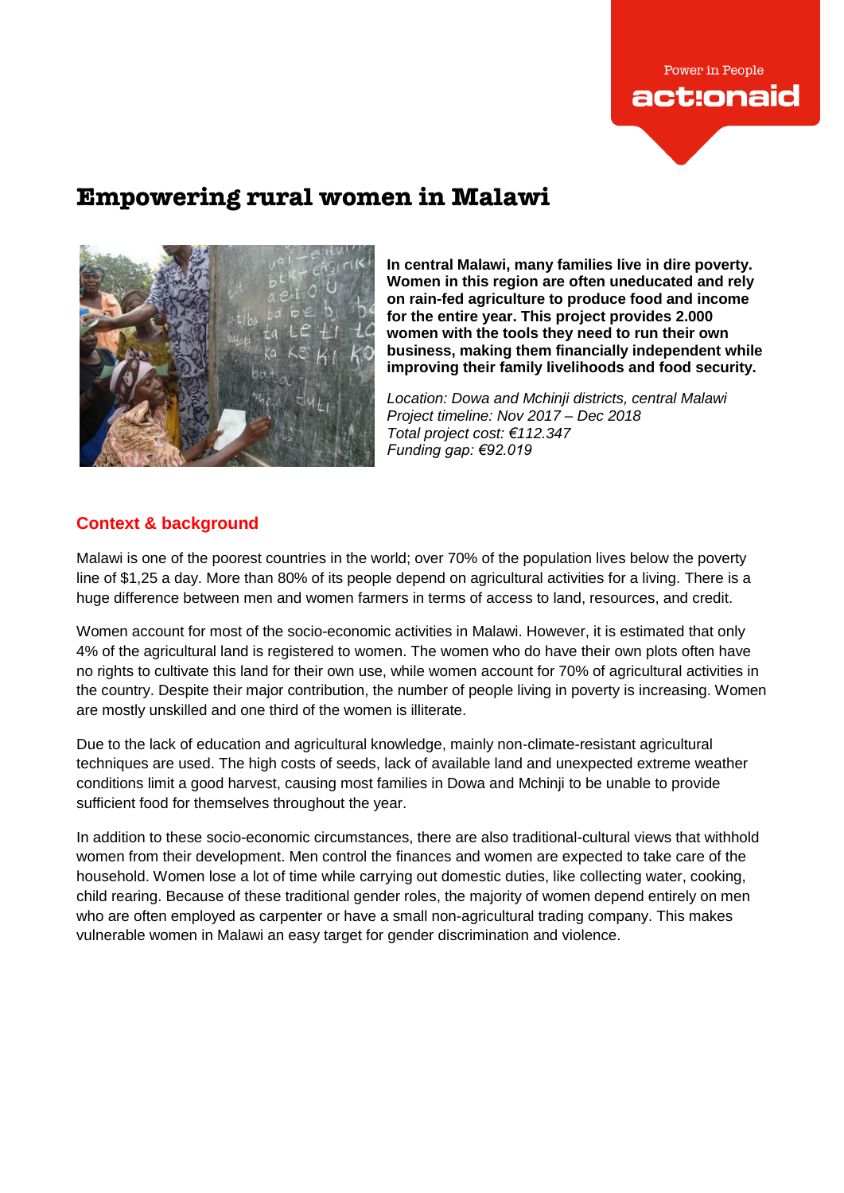Power in People

actionaid

# Empowering rural women in Malawi

**In central Malawi, many families live in dire poverty. Women in this region are often uneducated and rely on rain-fed agriculture to produce food and income for the entire year. This project provides 2.000 women with the tools they need to run their own business, making them financially independent while improving their family livelihoods and food security.**

*Location: Dowa and Mchinji districts, central Malawi*
*Project timeline: Nov 2017 – Dec 2018*
*Total project cost: €112.347*
*Funding gap: €92.019*

## Context & background

Malawi is one of the poorest countries in the world; over 70% of the population lives below the poverty line of $1,25 a day. More than 80% of its people depend on agricultural activities for a living. There is a huge difference between men and women farmers in terms of access to land, resources, and credit.

Women account for most of the socio-economic activities in Malawi. However, it is estimated that only 4% of the agricultural land is registered to women. The women who do have their own plots often have no rights to cultivate this land for their own use, while women account for 70% of agricultural activities in the country. Despite their major contribution, the number of people living in poverty is increasing. Women are mostly unskilled and one third of the women is illiterate.

Due to the lack of education and agricultural knowledge, mainly non-climate-resistant agricultural techniques are used. The high costs of seeds, lack of available land and unexpected extreme weather conditions limit a good harvest, causing most families in Dowa and Mchinji to be unable to provide sufficient food for themselves throughout the year.

In addition to these socio-economic circumstances, there are also traditional-cultural views that withhold women from their development. Men control the finances and women are expected to take care of the household. Women lose a lot of time while carrying out domestic duties, like collecting water, cooking, child rearing. Because of these traditional gender roles, the majority of women depend entirely on men who are often employed as carpenter or have a small non-agricultural trading company. This makes vulnerable women in Malawi an easy target for gender discrimination and violence.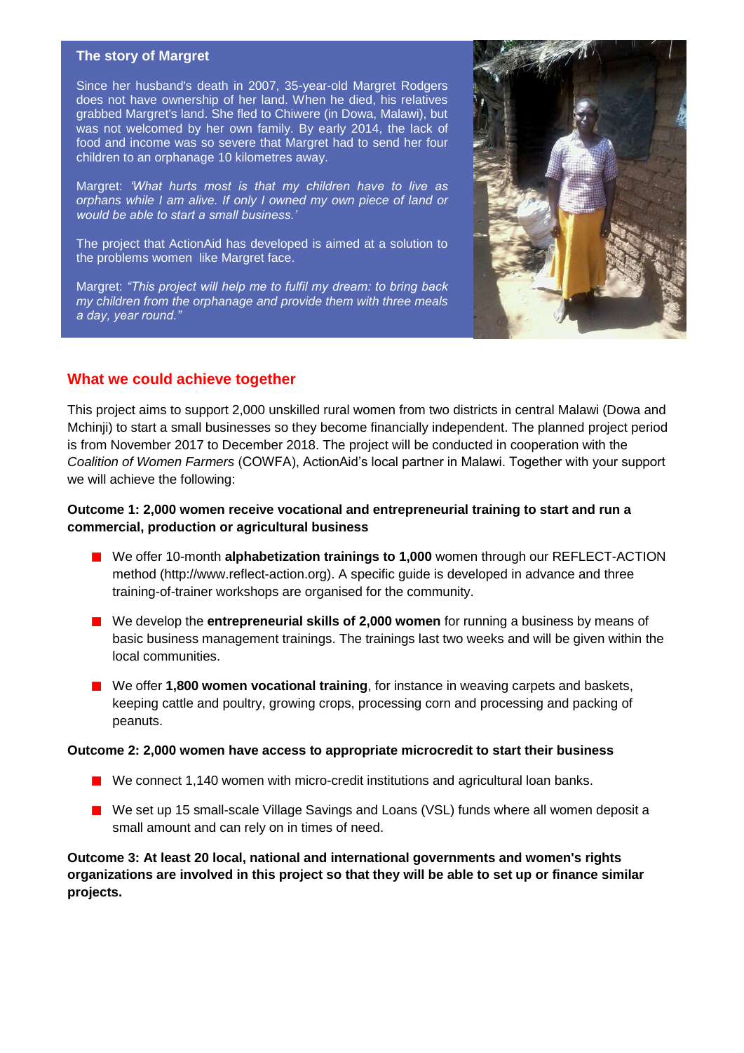### The story of Margret

Since her husband's death in 2007, 35-year-old Margret Rodgers does not have ownership of her land. When he died, his relatives grabbed Margret's land. She fled to Chiwere (in Dowa, Malawi), but was not welcomed by her own family. By early 2014, the lack of food and income was so severe that Margret had to send her four children to an orphanage 10 kilometres away.

Margret: *'What hurts most is that my children have to live as orphans while I am alive. If only I owned my own piece of land or would be able to start a small business.'*

The project that ActionAid has developed is aimed at a solution to the problems women like Margret face.

Margret: *"This project will help me to fulfil my dream: to bring back my children from the orphanage and provide them with three meals a day, year round."*

## What we could achieve together

This project aims to support 2,000 unskilled rural women from two districts in central Malawi (Dowa and Mchinji) to start a small businesses so they become financially independent. The planned project period is from November 2017 to December 2018. The project will be conducted in cooperation with the *Coalition of Women Farmers* (COWFA), ActionAid's local partner in Malawi. Together with your support we will achieve the following:

**Outcome 1: 2,000 women receive vocational and entrepreneurial training to start and run a commercial, production or agricultural business**

- We offer 10-month **alphabetization trainings to 1,000** women through our REFLECT-ACTION method (http://www.reflect-action.org). A specific guide is developed in advance and three training-of-trainer workshops are organised for the community.
- We develop the **entrepreneurial skills of 2,000 women** for running a business by means of basic business management trainings. The trainings last two weeks and will be given within the local communities.
- We offer **1,800 women vocational training**, for instance in weaving carpets and baskets, keeping cattle and poultry, growing crops, processing corn and processing and packing of peanuts.

**Outcome 2: 2,000 women have access to appropriate microcredit to start their business**

- We connect 1,140 women with micro-credit institutions and agricultural loan banks.
- We set up 15 small-scale Village Savings and Loans (VSL) funds where all women deposit a small amount and can rely on in times of need.

**Outcome 3: At least 20 local, national and international governments and women's rights organizations are involved in this project so that they will be able to set up or finance similar projects.**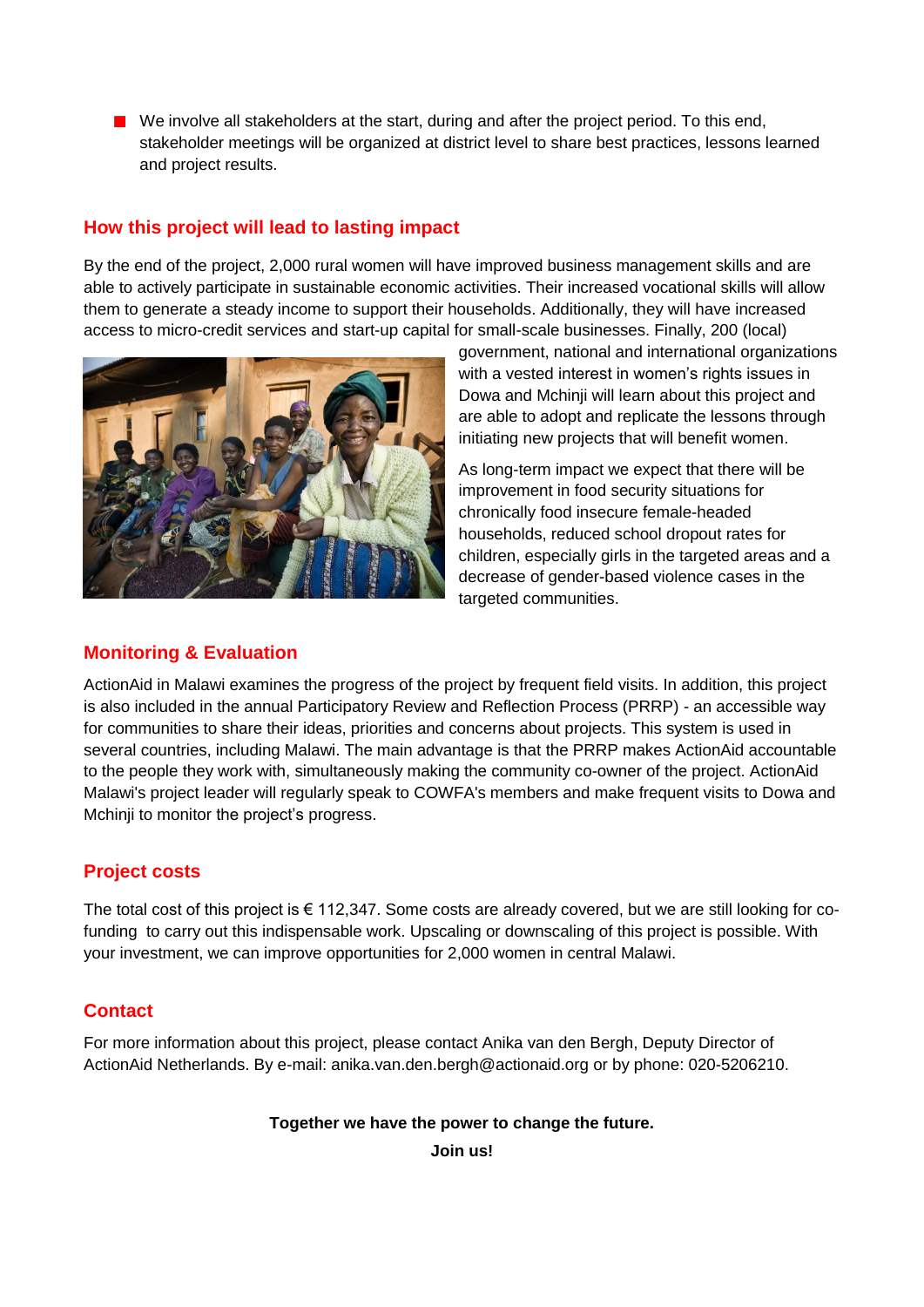- We involve all stakeholders at the start, during and after the project period. To this end, stakeholder meetings will be organized at district level to share best practices, lessons learned and project results.

## How this project will lead to lasting impact

By the end of the project, 2,000 rural women will have improved business management skills and are able to actively participate in sustainable economic activities. Their increased vocational skills will allow them to generate a steady income to support their households. Additionally, they will have increased access to micro-credit services and start-up capital for small-scale businesses. Finally, 200 (local) government, national and international organizations with a vested interest in women's rights issues in Dowa and Mchinji will learn about this project and are able to adopt and replicate the lessons through initiating new projects that will benefit women.

As long-term impact we expect that there will be improvement in food security situations for chronically food insecure female-headed households, reduced school dropout rates for children, especially girls in the targeted areas and a decrease of gender-based violence cases in the targeted communities.

## Monitoring & Evaluation

ActionAid in Malawi examines the progress of the project by frequent field visits. In addition, this project is also included in the annual Participatory Review and Reflection Process (PRRP) - an accessible way for communities to share their ideas, priorities and concerns about projects. This system is used in several countries, including Malawi. The main advantage is that the PRRP makes ActionAid accountable to the people they work with, simultaneously making the community co-owner of the project. ActionAid Malawi's project leader will regularly speak to COWFA's members and make frequent visits to Dowa and Mchinji to monitor the project's progress.

## Project costs

The total cost of this project is € 112,347. Some costs are already covered, but we are still looking for co-funding to carry out this indispensable work. Upscaling or downscaling of this project is possible. With your investment, we can improve opportunities for 2,000 women in central Malawi.

## Contact

For more information about this project, please contact Anika van den Bergh, Deputy Director of ActionAid Netherlands. By e-mail: anika.van.den.bergh@actionaid.org or by phone: 020-5206210.

**Together we have the power to change the future.**

**Join us!**